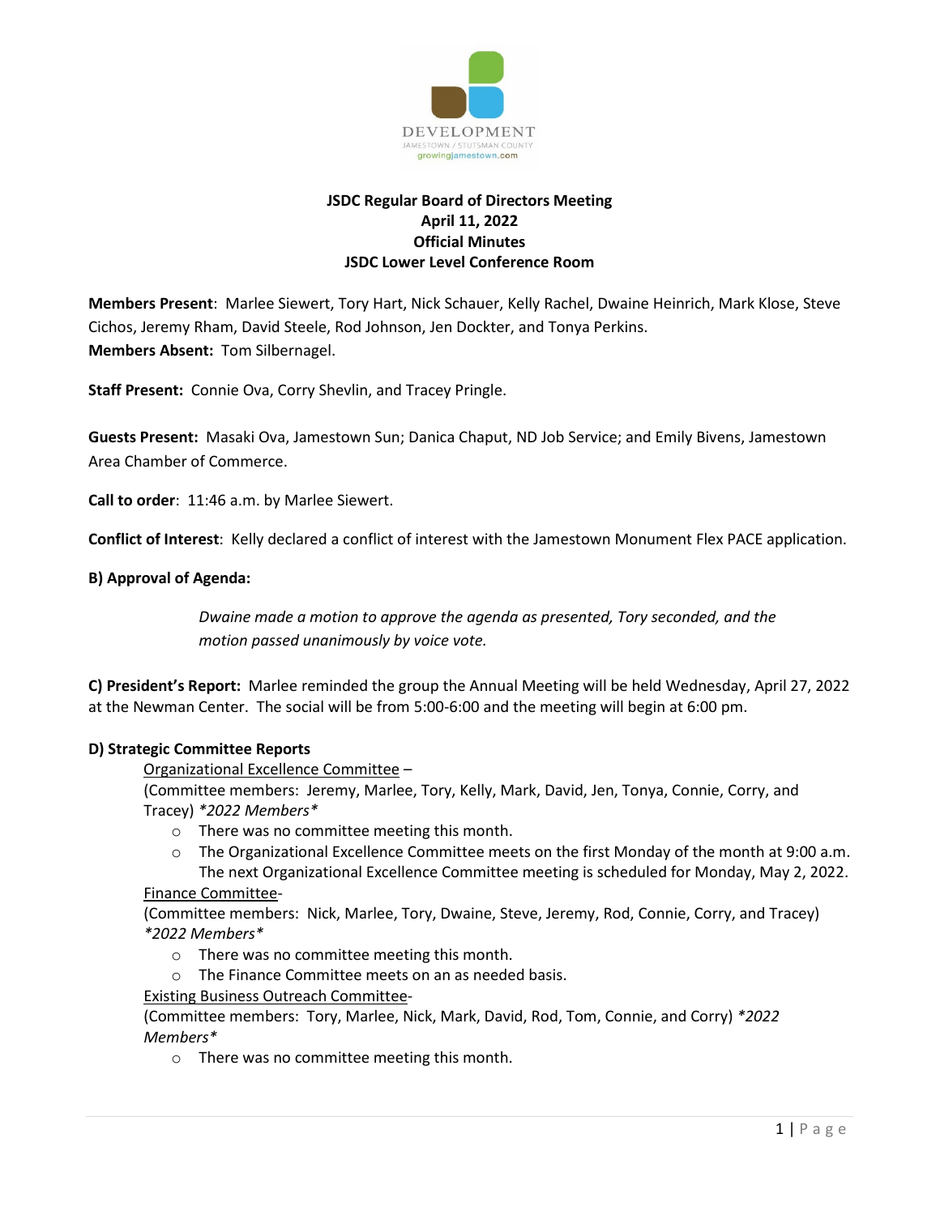DEVELOPMENT
JAMESTOWN / STUTSMAN COUNTY
growingjamestown.com

**JSDC Regular Board of Directors Meeting**
**April 11, 2022**
**Official Minutes**
**JSDC Lower Level Conference Room**

**Members Present**: Marlee Siewert, Tory Hart, Nick Schauer, Kelly Rachel, Dwaine Heinrich, Mark Klose, Steve Cichos, Jeremy Rham, David Steele, Rod Johnson, Jen Dockter, and Tonya Perkins.
**Members Absent:** Tom Silbernagel.

**Staff Present:** Connie Ova, Corry Shevlin, and Tracey Pringle.

**Guests Present:** Masaki Ova, Jamestown Sun; Danica Chaput, ND Job Service; and Emily Bivens, Jamestown Area Chamber of Commerce.

**Call to order**: 11:46 a.m. by Marlee Siewert.

**Conflict of Interest**: Kelly declared a conflict of interest with the Jamestown Monument Flex PACE application.

**B) Approval of Agenda:**

*Dwaine made a motion to approve the agenda as presented, Tory seconded, and the motion passed unanimously by voice vote.*

**C) President's Report:** Marlee reminded the group the Annual Meeting will be held Wednesday, April 27, 2022 at the Newman Center. The social will be from 5:00-6:00 and the meeting will begin at 6:00 pm.

**D) Strategic Committee Reports**

Organizational Excellence Committee –
(Committee members: Jeremy, Marlee, Tory, Kelly, Mark, David, Jen, Tonya, Connie, Corry, and Tracey) *\*2022 Members\**

- There was no committee meeting this month.
- The Organizational Excellence Committee meets on the first Monday of the month at 9:00 a.m. The next Organizational Excellence Committee meeting is scheduled for Monday, May 2, 2022.

Finance Committee-
(Committee members: Nick, Marlee, Tory, Dwaine, Steve, Jeremy, Rod, Connie, Corry, and Tracey) *\*2022 Members\**

- There was no committee meeting this month.
- The Finance Committee meets on an as needed basis.

Existing Business Outreach Committee-
(Committee members: Tory, Marlee, Nick, Mark, David, Rod, Tom, Connie, and Corry) *\*2022 Members\**

- There was no committee meeting this month.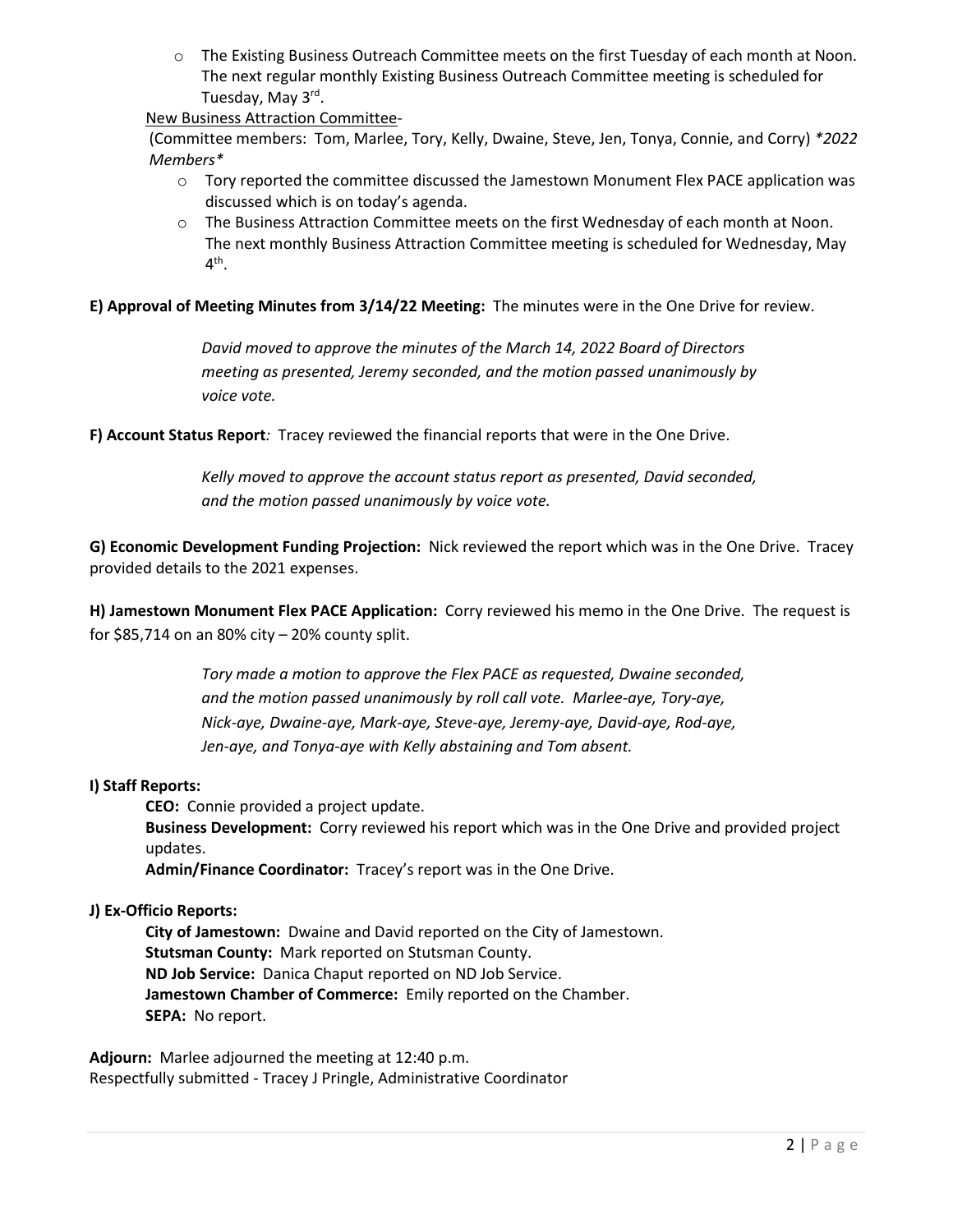- The Existing Business Outreach Committee meets on the first Tuesday of each month at Noon. The next regular monthly Existing Business Outreach Committee meeting is scheduled for Tuesday, May 3rd.

New Business Attraction Committee-

(Committee members: Tom, Marlee, Tory, Kelly, Dwaine, Steve, Jen, Tonya, Connie, and Corry) *\*2022 Members\**

- Tory reported the committee discussed the Jamestown Monument Flex PACE application was discussed which is on today's agenda.
- The Business Attraction Committee meets on the first Wednesday of each month at Noon. The next monthly Business Attraction Committee meeting is scheduled for Wednesday, May 4th.

**E) Approval of Meeting Minutes from 3/14/22 Meeting:** The minutes were in the One Drive for review.

> *David moved to approve the minutes of the March 14, 2022 Board of Directors meeting as presented, Jeremy seconded, and the motion passed unanimously by voice vote.*

**F) Account Status Report***:* Tracey reviewed the financial reports that were in the One Drive.

> *Kelly moved to approve the account status report as presented, David seconded, and the motion passed unanimously by voice vote.*

**G) Economic Development Funding Projection:** Nick reviewed the report which was in the One Drive. Tracey provided details to the 2021 expenses.

**H) Jamestown Monument Flex PACE Application:** Corry reviewed his memo in the One Drive. The request is for $85,714 on an 80% city – 20% county split.

> *Tory made a motion to approve the Flex PACE as requested, Dwaine seconded, and the motion passed unanimously by roll call vote. Marlee-aye, Tory-aye, Nick-aye, Dwaine-aye, Mark-aye, Steve-aye, Jeremy-aye, David-aye, Rod-aye, Jen-aye, and Tonya-aye with Kelly abstaining and Tom absent.*

**I) Staff Reports:**

**CEO:** Connie provided a project update.
**Business Development:** Corry reviewed his report which was in the One Drive and provided project updates.
**Admin/Finance Coordinator:** Tracey's report was in the One Drive.

**J) Ex-Officio Reports:**

**City of Jamestown:** Dwaine and David reported on the City of Jamestown.
**Stutsman County:** Mark reported on Stutsman County.
**ND Job Service:** Danica Chaput reported on ND Job Service.
**Jamestown Chamber of Commerce:** Emily reported on the Chamber.
**SEPA:** No report.

**Adjourn:** Marlee adjourned the meeting at 12:40 p.m.
Respectfully submitted - Tracey J Pringle, Administrative Coordinator